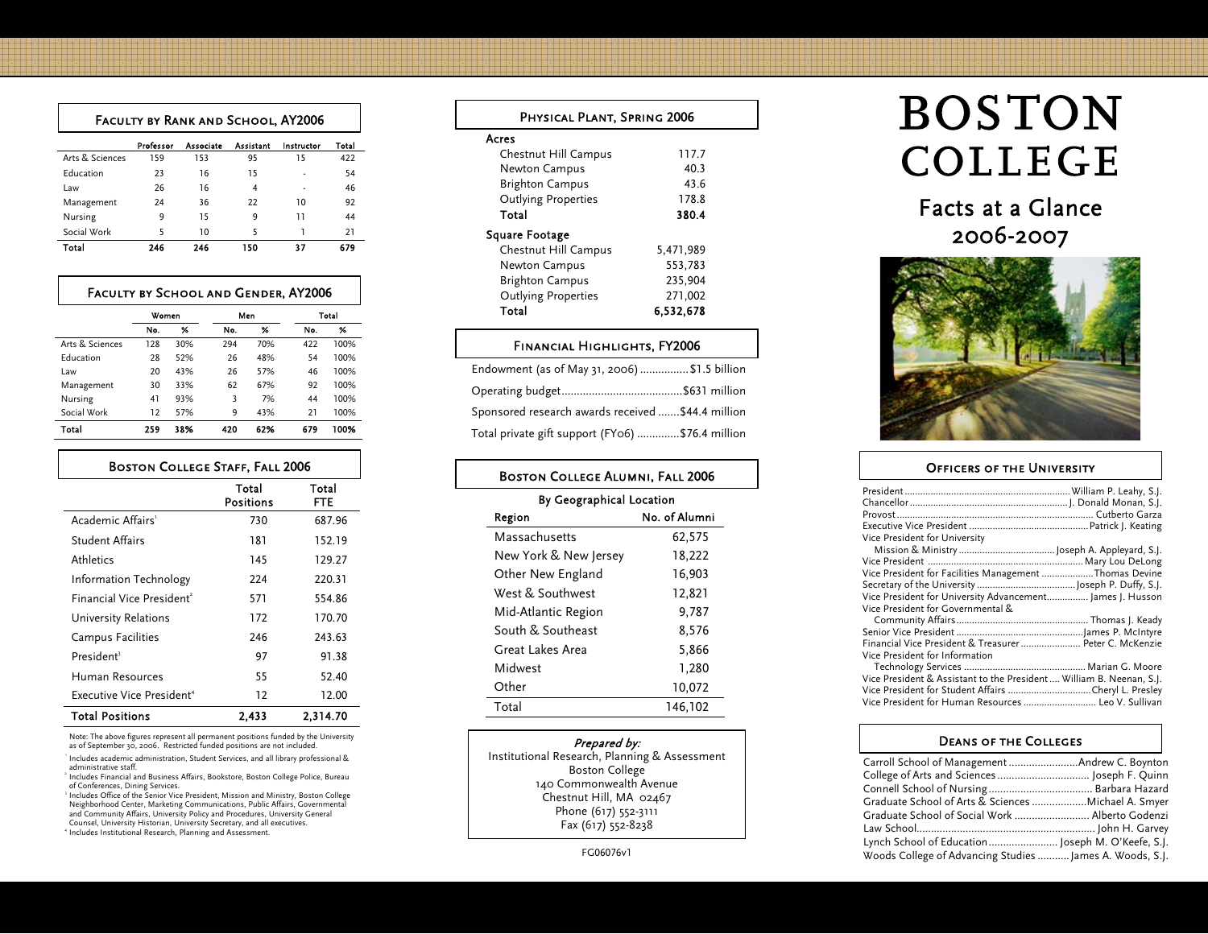# BOSTON COLLEGE

## Facts at a Glance 2006-2007

### Faculty by Rank and School, AY2006

| | Professor | Associate | Assistant | Instructor | Total |
|---|---|---|---|---|---|
| Arts & Sciences | 159 | 153 | 95 | 15 | 422 |
| Education | 23 | 16 | 15 | - | 54 |
| Law | 26 | 16 | 4 | - | 46 |
| Management | 24 | 36 | 22 | 10 | 92 |
| Nursing | 9 | 15 | 9 | 11 | 44 |
| Social Work | 5 | 10 | 5 | 1 | 21 |
| **Total** | **246** | **246** | **150** | **37** | **679** |

### Faculty by School and Gender, AY2006

| | Women | | Men | | Total | |
|---|---|---|---|---|---|---|
| | No. | % | No. | % | No. | % |
| Arts & Sciences | 128 | 30% | 294 | 70% | 422 | 100% |
| Education | 28 | 52% | 26 | 48% | 54 | 100% |
| Law | 20 | 43% | 26 | 57% | 46 | 100% |
| Management | 30 | 33% | 62 | 67% | 92 | 100% |
| Nursing | 41 | 93% | 3 | 7% | 44 | 100% |
| Social Work | 12 | 57% | 9 | 43% | 21 | 100% |
| **Total** | **259** | **38%** | **420** | **62%** | **679** | **100%** |

### Boston College Staff, Fall 2006

| | Total Positions | Total FTE |
|---|---|---|
| Academic Affairs[1] | 730 | 687.96 |
| Student Affairs | 181 | 152.19 |
| Athletics | 145 | 129.27 |
| Information Technology | 224 | 220.31 |
| Financial Vice President[2] | 571 | 554.86 |
| University Relations | 172 | 170.70 |
| Campus Facilities | 246 | 243.63 |
| President[3] | 97 | 91.38 |
| Human Resources | 55 | 52.40 |
| Executive Vice President[4] | 12 | 12.00 |
| **Total Positions** | **2,433** | **2,314.70** |

Note: The above figures represent all permanent positions funded by the University as of September 30, 2006. Restricted funded positions are not included.

[1] Includes academic administration, Student Services, and all library professional & administrative staff.
[2] Includes Financial and Business Affairs, Bookstore, Boston College Police, Bureau of Conferences, Dining Services.
[3] Includes Office of the Senior Vice President, Mission and Ministry, Boston College Neighborhood Center, Marketing Communications, Public Affairs, Governmental and Community Affairs, University Policy and Procedures, University General Counsel, University Historian, University Secretary, and all executives.
[4] Includes Institutional Research, Planning and Assessment.

### Physical Plant, Spring 2006

| | |
|---|---|
| **Acres** | |
| Chestnut Hill Campus | 117.7 |
| Newton Campus | 40.3 |
| Brighton Campus | 43.6 |
| Outlying Properties | 178.8 |
| **Total** | **380.4** |
| **Square Footage** | |
| Chestnut Hill Campus | 5,471,989 |
| Newton Campus | 553,783 |
| Brighton Campus | 235,904 |
| Outlying Properties | 271,002 |
| **Total** | **6,532,678** |

### Financial Highlights, FY2006

Endowment (as of May 31, 2006) ................ $1.5 billion

Operating budget ........................................ $631 million

Sponsored research awards received ....... $44.4 million

Total private gift support (FY06) ............. $76.4 million

### Boston College Alumni, Fall 2006

By Geographical Location

| Region | No. of Alumni |
|---|---|
| Massachusetts | 62,575 |
| New York & New Jersey | 18,222 |
| Other New England | 16,903 |
| West & Southwest | 12,821 |
| Mid-Atlantic Region | 9,787 |
| South & Southeast | 8,576 |
| Great Lakes Area | 5,866 |
| Midwest | 1,280 |
| Other | 10,072 |
| Total | 146,102 |

*Prepared by:*
Institutional Research, Planning & Assessment
Boston College
140 Commonwealth Avenue
Chestnut Hill, MA 02467
Phone (617) 552-3111
Fax (617) 552-8238

FG06076v1

### Officers of the University

President ............ William P. Leahy, S.J.
Chancellor ............ J. Donald Monan, S.J.
Provost ............ Cutberto Garza
Executive Vice President ............ Patrick J. Keating
Vice President for University Mission & Ministry ............ Joseph A. Appleyard, S.J.
Vice President ............ Mary Lou DeLong
Vice President for Facilities Management ............ Thomas Devine
Secretary of the University ............ Joseph P. Duffy, S.J.
Vice President for University Advancement ............ James J. Husson
Vice President for Governmental & Community Affairs ............ Thomas J. Keady
Senior Vice President ............ James P. McIntyre
Financial Vice President & Treasurer ............ Peter C. McKenzie
Vice President for Information Technology Services ............ Marian G. Moore
Vice President & Assistant to the President .... William B. Neenan, S.J.
Vice President for Student Affairs ............ Cheryl J. Presley
Vice President for Human Resources ............ Leo V. Sullivan

### Deans of the Colleges

Carroll School of Management ............ Andrew C. Boynton
College of Arts and Sciences ............ Joseph F. Quinn
Connell School of Nursing ............ Barbara Hazard
Graduate School of Arts & Sciences ............ Michael A. Smyer
Graduate School of Social Work ............ Alberto Godenzi
Law School ............ John H. Garvey
Lynch School of Education ............ Joseph M. O'Keefe, S.J.
Woods College of Advancing Studies ............ James A. Woods, S.J.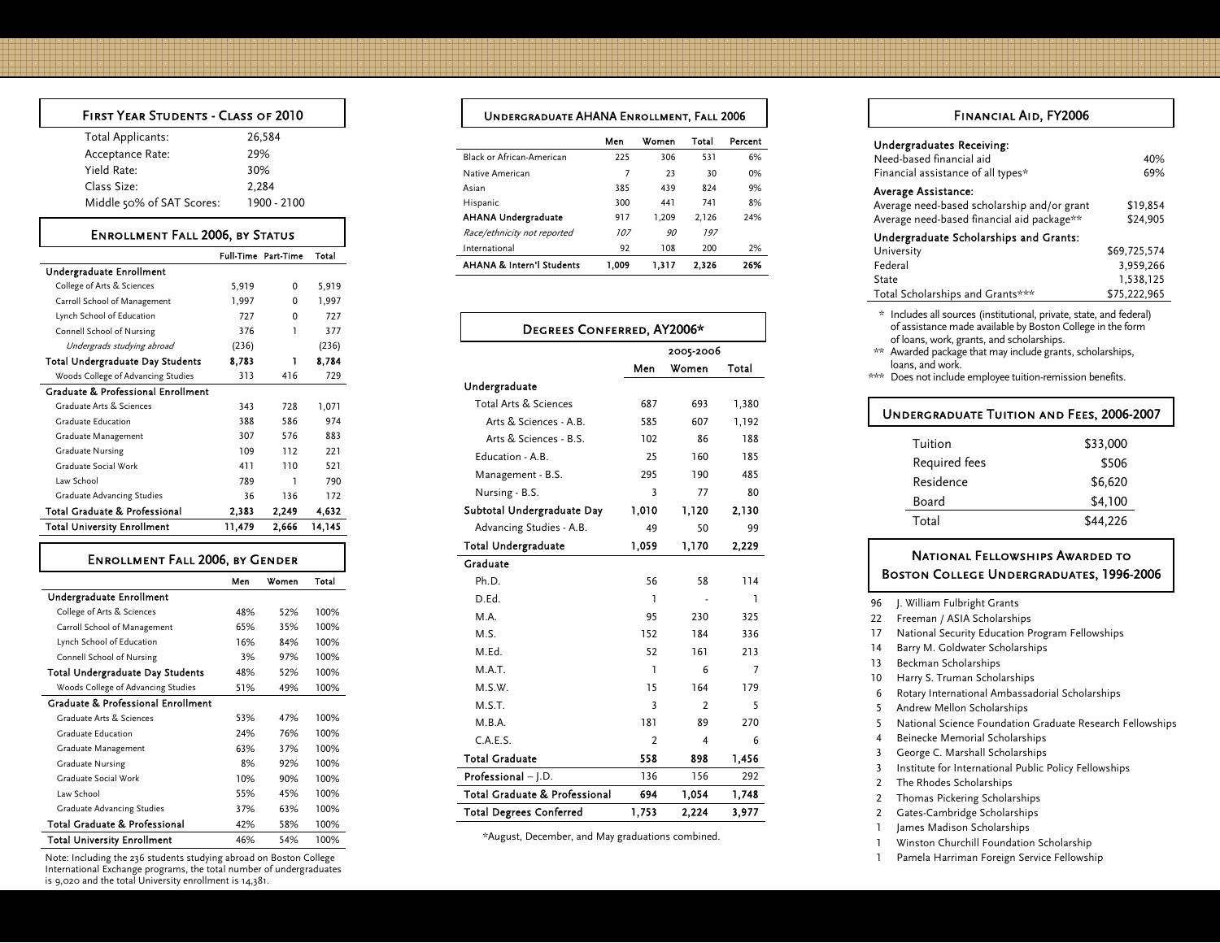## First Year Students - Class of 2010

| | |
|---|---|
| Total Applicants: | 26,584 |
| Acceptance Rate: | 29% |
| Yield Rate: | 30% |
| Class Size: | 2,284 |
| Middle 50% of SAT Scores: | 1900 - 2100 |

## Enrollment Fall 2006, by Status

| | Full-Time | Part-Time | Total |
|---|---|---|---|
| **Undergraduate Enrollment** | | | |
| College of Arts & Sciences | 5,919 | 0 | 5,919 |
| Carroll School of Management | 1,997 | 0 | 1,997 |
| Lynch School of Education | 727 | 0 | 727 |
| Connell School of Nursing | 376 | 1 | 377 |
| *Undergrads studying abroad* | (236) | | (236) |
| **Total Undergraduate Day Students** | **8,783** | **1** | **8,784** |
| Woods College of Advancing Studies | 313 | 416 | 729 |
| **Graduate & Professional Enrollment** | | | |
| Graduate Arts & Sciences | 343 | 728 | 1,071 |
| Graduate Education | 388 | 586 | 974 |
| Graduate Management | 307 | 576 | 883 |
| Graduate Nursing | 109 | 112 | 221 |
| Graduate Social Work | 411 | 110 | 521 |
| Law School | 789 | 1 | 790 |
| Graduate Advancing Studies | 36 | 136 | 172 |
| **Total Graduate & Professional** | **2,383** | **2,249** | **4,632** |
| **Total University Enrollment** | **11,479** | **2,666** | **14,145** |

## Enrollment Fall 2006, by Gender

| | Men | Women | Total |
|---|---|---|---|
| **Undergraduate Enrollment** | | | |
| College of Arts & Sciences | 48% | 52% | 100% |
| Carroll School of Management | 65% | 35% | 100% |
| Lynch School of Education | 16% | 84% | 100% |
| Connell School of Nursing | 3% | 97% | 100% |
| **Total Undergraduate Day Students** | 48% | 52% | 100% |
| Woods College of Advancing Studies | 51% | 49% | 100% |
| **Graduate & Professional Enrollment** | | | |
| Graduate Arts & Sciences | 53% | 47% | 100% |
| Graduate Education | 24% | 76% | 100% |
| Graduate Management | 63% | 37% | 100% |
| Graduate Nursing | 8% | 92% | 100% |
| Graduate Social Work | 10% | 90% | 100% |
| Law School | 55% | 45% | 100% |
| Graduate Advancing Studies | 37% | 63% | 100% |
| **Total Graduate & Professional** | 42% | 58% | 100% |
| **Total University Enrollment** | 46% | 54% | 100% |

Note: Including the 236 students studying abroad on Boston College International Exchange programs, the total number of undergraduates is 9,020 and the total University enrollment is 14,381.

## Undergraduate AHANA Enrollment, Fall 2006

| | Men | Women | Total | Percent |
|---|---|---|---|---|
| Black or African-American | 225 | 306 | 531 | 6% |
| Native American | 7 | 23 | 30 | 0% |
| Asian | 385 | 439 | 824 | 9% |
| Hispanic | 300 | 441 | 741 | 8% |
| **AHANA Undergraduate** | 917 | 1,209 | 2,126 | 24% |
| *Race/ethnicity not reported* | *107* | *90* | *197* | |
| International | 92 | 108 | 200 | 2% |
| **AHANA & Intern'l Students** | **1,009** | **1,317** | **2,326** | **26%** |

## Degrees Conferred, AY2006*

| | 2005-2006 | | |
|---|---|---|---|
| | Men | Women | Total |
| **Undergraduate** | | | |
| Total Arts & Sciences | 687 | 693 | 1,380 |
| Arts & Sciences - A.B. | 585 | 607 | 1,192 |
| Arts & Sciences - B.S. | 102 | 86 | 188 |
| Education - A.B. | 25 | 160 | 185 |
| Management - B.S. | 295 | 190 | 485 |
| Nursing - B.S. | 3 | 77 | 80 |
| **Subtotal Undergraduate Day** | **1,010** | **1,120** | **2,130** |
| Advancing Studies - A.B. | 49 | 50 | 99 |
| **Total Undergraduate** | **1,059** | **1,170** | **2,229** |
| **Graduate** | | | |
| Ph.D. | 56 | 58 | 114 |
| D.Ed. | 1 | - | 1 |
| M.A. | 95 | 230 | 325 |
| M.S. | 152 | 184 | 336 |
| M.Ed. | 52 | 161 | 213 |
| M.A.T. | 1 | 6 | 7 |
| M.S.W. | 15 | 164 | 179 |
| M.S.T. | 3 | 2 | 5 |
| M.B.A. | 181 | 89 | 270 |
| C.A.E.S. | 2 | 4 | 6 |
| **Total Graduate** | **558** | **898** | **1,456** |
| **Professional** – J.D. | 136 | 156 | 292 |
| **Total Graduate & Professional** | **694** | **1,054** | **1,748** |
| **Total Degrees Conferred** | **1,753** | **2,224** | **3,977** |

*August, December, and May graduations combined.

## Financial Aid, FY2006

| | |
|---|---|
| **Undergraduates Receiving:** | |
| Need-based financial aid | 40% |
| Financial assistance of all types* | 69% |
| **Average Assistance:** | |
| Average need-based scholarship and/or grant | $19,854 |
| Average need-based financial aid package** | $24,905 |
| **Undergraduate Scholarships and Grants:** | |
| University | $69,725,574 |
| Federal | 3,959,266 |
| State | 1,538,125 |
| Total Scholarships and Grants*** | $75,222,965 |

\* Includes all sources (institutional, private, state, and federal) of assistance made available by Boston College in the form of loans, work, grants, and scholarships.

** Awarded package that may include grants, scholarships, loans, and work.

*** Does not include employee tuition-remission benefits.

## Undergraduate Tuition and Fees, 2006-2007

| | |
|---|---|
| Tuition | $33,000 |
| Required fees | $506 |
| Residence | $6,620 |
| Board | $4,100 |
| Total | $44,226 |

## National Fellowships Awarded to Boston College Undergraduates, 1996-2006

| | |
|---|---|
| 96 | J. William Fulbright Grants |
| 22 | Freeman / ASIA Scholarships |
| 17 | National Security Education Program Fellowships |
| 14 | Barry M. Goldwater Scholarships |
| 13 | Beckman Scholarships |
| 10 | Harry S. Truman Scholarships |
| 6 | Rotary International Ambassadorial Scholarships |
| 5 | Andrew Mellon Scholarships |
| 5 | National Science Foundation Graduate Research Fellowships |
| 4 | Beinecke Memorial Scholarships |
| 3 | George C. Marshall Scholarships |
| 3 | Institute for International Public Policy Fellowships |
| 2 | The Rhodes Scholarships |
| 2 | Thomas Pickering Scholarships |
| 2 | Gates-Cambridge Scholarships |
| 1 | James Madison Scholarships |
| 1 | Winston Churchill Foundation Scholarship |
| 1 | Pamela Harriman Foreign Service Fellowship |